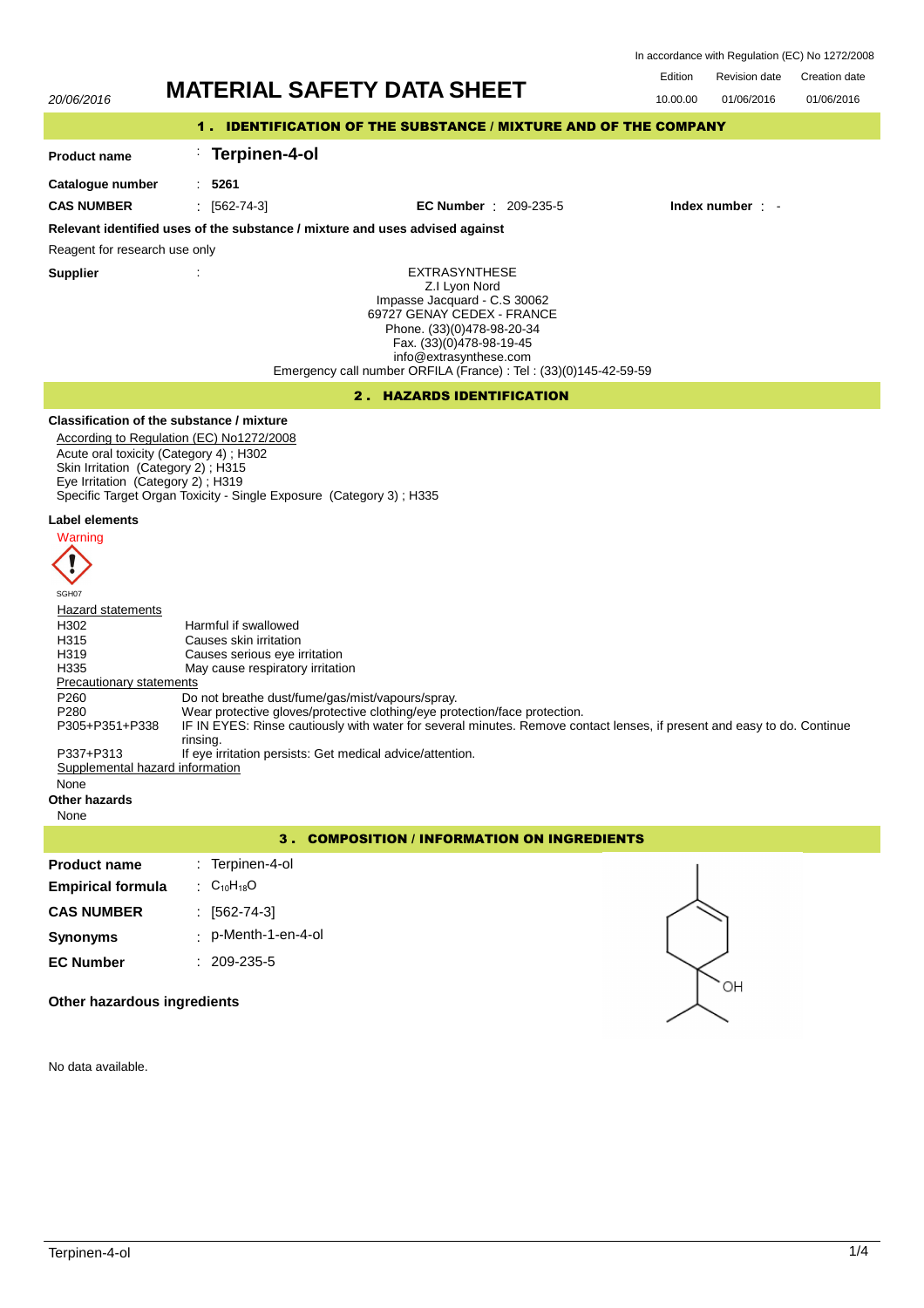In accordance with Regulation (EC) No 1272/2008

20/06/2016

# MATERIAL SAFETY DATA SHEET

| Edition | Revision date | Creation date |
|---|---|---|
| 10.00.00 | 01/06/2016 | 01/06/2016 |

## 1 . IDENTIFICATION OF THE SUBSTANCE / MIXTURE AND OF THE COMPANY

**Product name** : **Terpinen-4-ol**

**Catalogue number** : **5261**

**CAS NUMBER** : [562-74-3] **EC Number** : 209-235-5 **Index number** : -

**Relevant identified uses of the substance / mixture and uses advised against**

Reagent for research use only

**Supplier** :

EXTRASYNTHESE
Z.I Lyon Nord
Impasse Jacquard - C.S 30062
69727 GENAY CEDEX - FRANCE
Phone. (33)(0)478-98-20-34
Fax. (33)(0)478-98-19-45
info@extrasynthese.com
Emergency call number ORFILA (France) : Tel : (33)(0)145-42-59-59

## 2 . HAZARDS IDENTIFICATION

**Classification of the substance / mixture**

According to Regulation (EC) No1272/2008

Acute oral toxicity (Category 4) ; H302
Skin Irritation (Category 2) ; H315
Eye Irritation (Category 2) ; H319
Specific Target Organ Toxicity - Single Exposure (Category 3) ; H335

**Label elements**

Warning

SGH07

Hazard statements

| | |
|---|---|
| H302 | Harmful if swallowed |
| H315 | Causes skin irritation |
| H319 | Causes serious eye irritation |
| H335 | May cause respiratory irritation |

Precautionary statements

| | |
|---|---|
| P260 | Do not breathe dust/fume/gas/mist/vapours/spray. |
| P280 | Wear protective gloves/protective clothing/eye protection/face protection. |
| P305+P351+P338 | IF IN EYES: Rinse cautiously with water for several minutes. Remove contact lenses, if present and easy to do. Continue rinsing. |
| P337+P313 | If eye irritation persists: Get medical advice/attention. |

Supplemental hazard information

None

**Other hazards**

None

## 3 . COMPOSITION / INFORMATION ON INGREDIENTS

**Product name** : Terpinen-4-ol

**Empirical formula** : $C_{10}H_{18}O$

**CAS NUMBER** : [562-74-3]

**Synonyms** : p-Menth-1-en-4-ol

**EC Number** : 209-235-5

**Other hazardous ingredients**

No data available.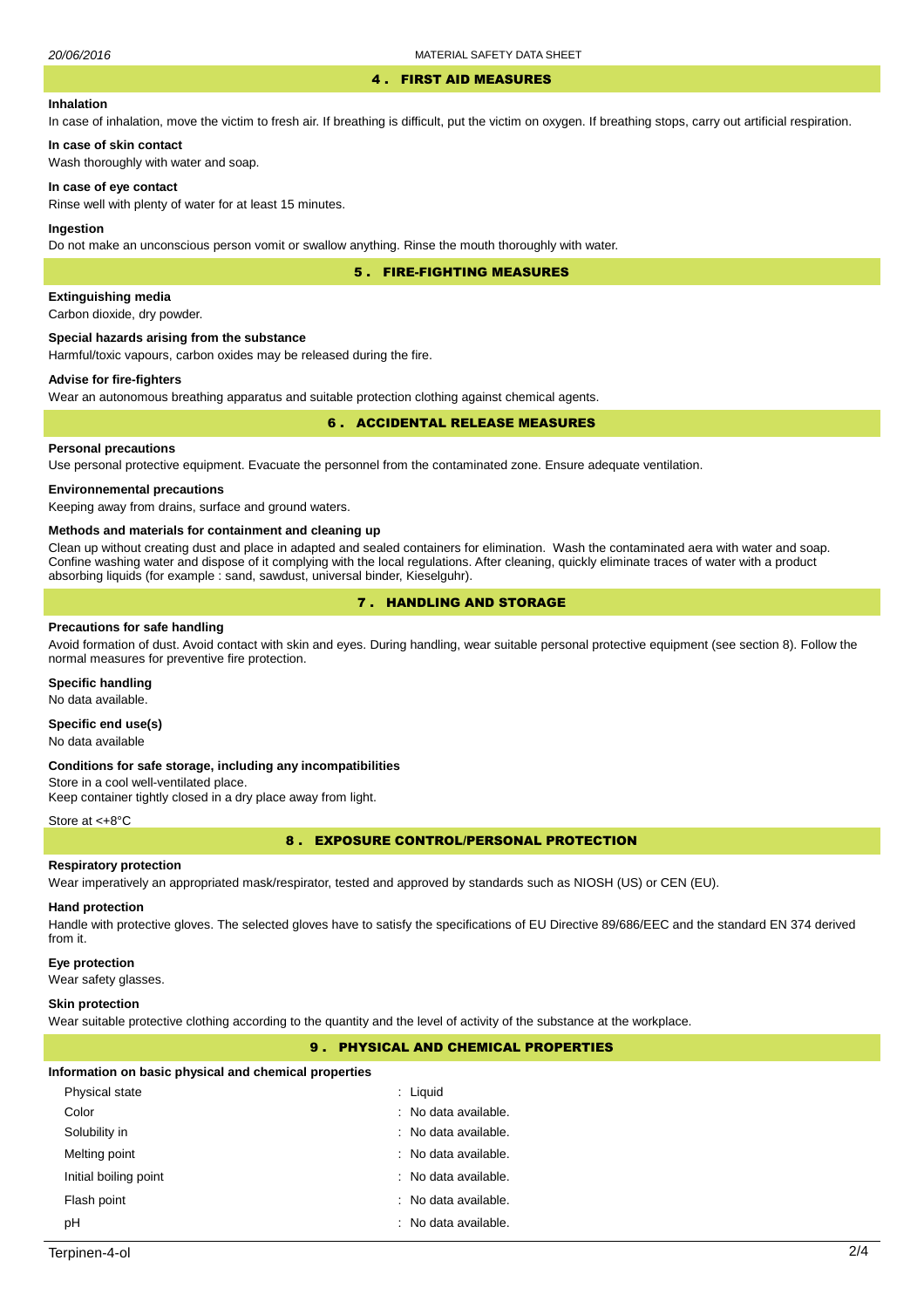## 4 . FIRST AID MEASURES

### Inhalation

In case of inhalation, move the victim to fresh air. If breathing is difficult, put the victim on oxygen. If breathing stops, carry out artificial respiration.

### In case of skin contact

Wash thoroughly with water and soap.

### In case of eye contact

Rinse well with plenty of water for at least 15 minutes.

### Ingestion

Do not make an unconscious person vomit or swallow anything. Rinse the mouth thoroughly with water.

## 5 . FIRE-FIGHTING MEASURES

### Extinguishing media

Carbon dioxide, dry powder.

### Special hazards arising from the substance

Harmful/toxic vapours, carbon oxides may be released during the fire.

### Advise for fire-fighters

Wear an autonomous breathing apparatus and suitable protection clothing against chemical agents.

## 6 . ACCIDENTAL RELEASE MEASURES

### Personal precautions

Use personal protective equipment. Evacuate the personnel from the contaminated zone. Ensure adequate ventilation.

### Environnemental precautions

Keeping away from drains, surface and ground waters.

### Methods and materials for containment and cleaning up

Clean up without creating dust and place in adapted and sealed containers for elimination. Wash the contaminated aera with water and soap. Confine washing water and dispose of it complying with the local regulations. After cleaning, quickly eliminate traces of water with a product absorbing liquids (for example : sand, sawdust, universal binder, Kieselguhr).

## 7 . HANDLING AND STORAGE

### Precautions for safe handling

Avoid formation of dust. Avoid contact with skin and eyes. During handling, wear suitable personal protective equipment (see section 8). Follow the normal measures for preventive fire protection.

### Specific handling

No data available.

### Specific end use(s)

No data available

### Conditions for safe storage, including any incompatibilities

Store in a cool well-ventilated place.
Keep container tightly closed in a dry place away from light.

Store at <+8°C

## 8 . EXPOSURE CONTROL/PERSONAL PROTECTION

### Respiratory protection

Wear imperatively an appropriated mask/respirator, tested and approved by standards such as NIOSH (US) or CEN (EU).

### Hand protection

Handle with protective gloves. The selected gloves have to satisfy the specifications of EU Directive 89/686/EEC and the standard EN 374 derived from it.

### Eye protection

Wear safety glasses.

### Skin protection

Wear suitable protective clothing according to the quantity and the level of activity of the substance at the workplace.

## 9 . PHYSICAL AND CHEMICAL PROPERTIES

### Information on basic physical and chemical properties

| | |
|---|---|
| Physical state | : Liquid |
| Color | : No data available. |
| Solubility in | : No data available. |
| Melting point | : No data available. |
| Initial boiling point | : No data available. |
| Flash point | : No data available. |
| pH | : No data available. |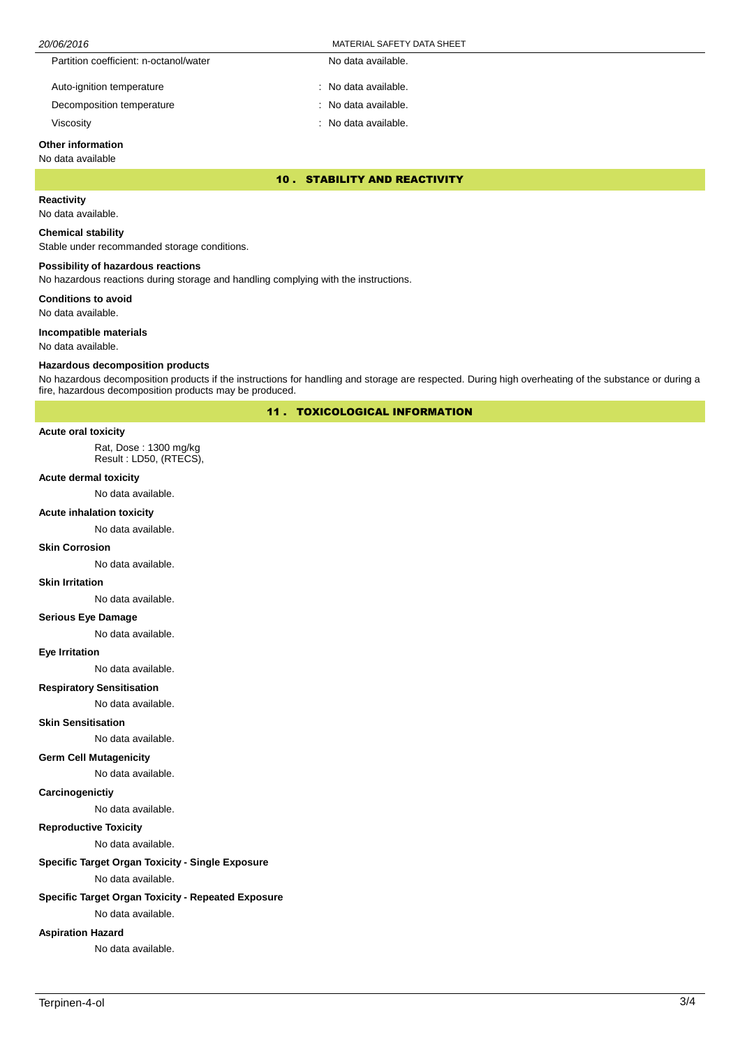| | |
|---|---|
| Partition coefficient: n-octanol/water | No data available. |
| Auto-ignition temperature | : No data available. |
| Decomposition temperature | : No data available. |
| Viscosity | : No data available. |

**Other information**

No data available

## 10 . STABILITY AND REACTIVITY

**Reactivity**

No data available.

**Chemical stability**

Stable under recommanded storage conditions.

**Possibility of hazardous reactions**

No hazardous reactions during storage and handling complying with the instructions.

**Conditions to avoid**

No data available.

**Incompatible materials**

No data available.

**Hazardous decomposition products**

No hazardous decomposition products if the instructions for handling and storage are respected. During high overheating of the substance or during a fire, hazardous decomposition products may be produced.

## 11 . TOXICOLOGICAL INFORMATION

**Acute oral toxicity**

Rat, Dose : 1300 mg/kg
Result : LD50, (RTECS),

**Acute dermal toxicity**

No data available.

**Acute inhalation toxicity**

No data available.

**Skin Corrosion**

No data available.

**Skin Irritation**

No data available.

**Serious Eye Damage**

No data available.

**Eye Irritation**

No data available.

**Respiratory Sensitisation**

No data available.

**Skin Sensitisation**

No data available.

**Germ Cell Mutagenicity**

No data available.

**Carcinogenictiy**

No data available.

**Reproductive Toxicity**

No data available.

**Specific Target Organ Toxicity - Single Exposure**

No data available.

**Specific Target Organ Toxicity - Repeated Exposure**

No data available.

**Aspiration Hazard**

No data available.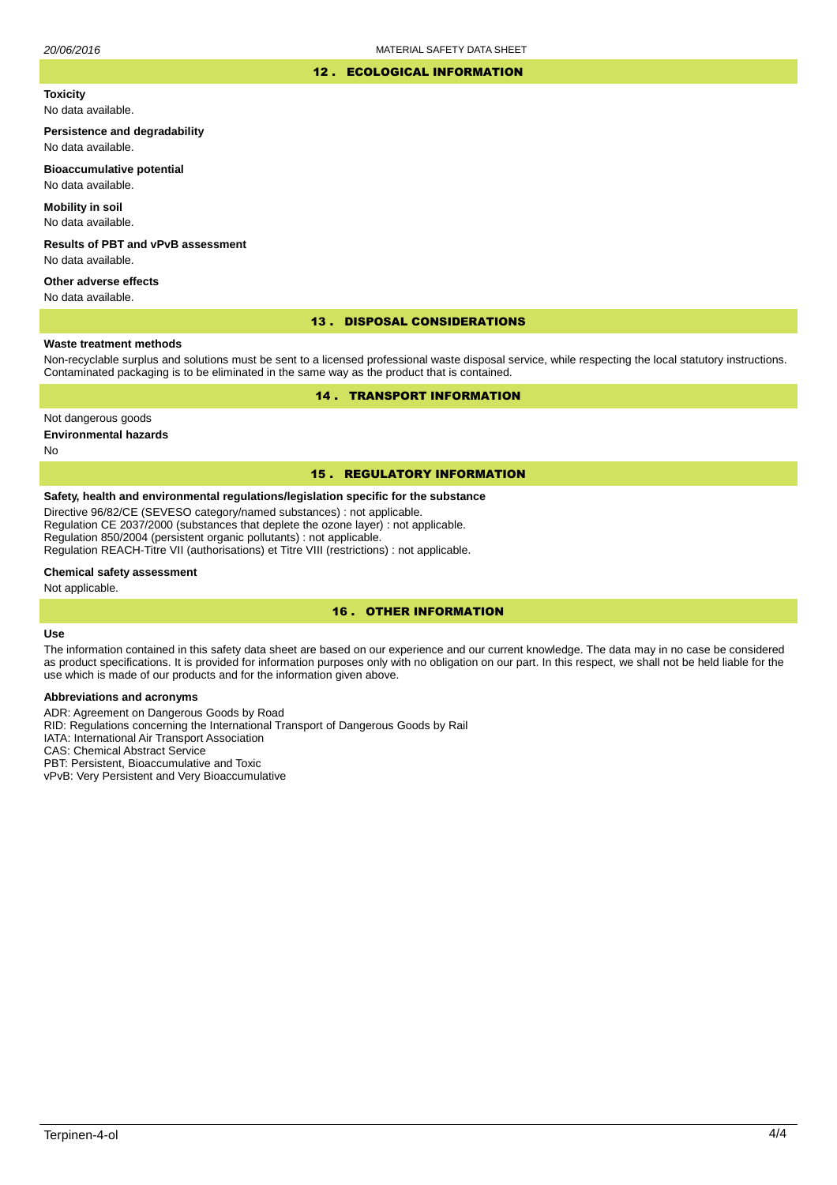## 12 . ECOLOGICAL INFORMATION

**Toxicity**

No data available.

**Persistence and degradability**

No data available.

**Bioaccumulative potential**

No data available.

**Mobility in soil**

No data available.

**Results of PBT and vPvB assessment**

No data available.

**Other adverse effects**

No data available.

## 13 . DISPOSAL CONSIDERATIONS

**Waste treatment methods**

Non-recyclable surplus and solutions must be sent to a licensed professional waste disposal service, while respecting the local statutory instructions. Contaminated packaging is to be eliminated in the same way as the product that is contained.

## 14 . TRANSPORT INFORMATION

Not dangerous goods

**Environmental hazards**

No

## 15 . REGULATORY INFORMATION

**Safety, health and environmental regulations/legislation specific for the substance**

Directive 96/82/CE (SEVESO category/named substances) : not applicable.
Regulation CE 2037/2000 (substances that deplete the ozone layer) : not applicable.
Regulation 850/2004 (persistent organic pollutants) : not applicable.
Regulation REACH-Titre VII (authorisations) et Titre VIII (restrictions) : not applicable.

**Chemical safety assessment**

Not applicable.

## 16 . OTHER INFORMATION

**Use**

The information contained in this safety data sheet are based on our experience and our current knowledge. The data may in no case be considered as product specifications. It is provided for information purposes only with no obligation on our part. In this respect, we shall not be held liable for the use which is made of our products and for the information given above.

**Abbreviations and acronyms**

ADR: Agreement on Dangerous Goods by Road
RID: Regulations concerning the International Transport of Dangerous Goods by Rail
IATA: International Air Transport Association
CAS: Chemical Abstract Service
PBT: Persistent, Bioaccumulative and Toxic
vPvB: Very Persistent and Very Bioaccumulative